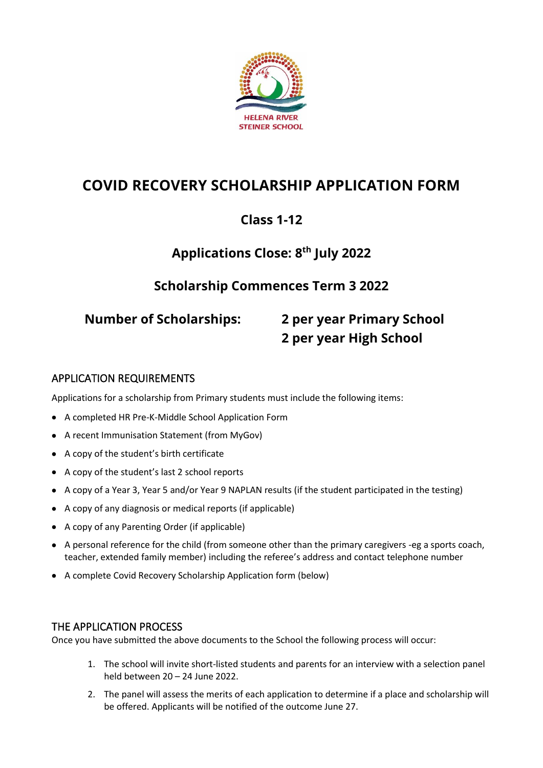HELENA RIVER STEINER SCHOOL

# COVID RECOVERY SCHOLARSHIP APPLICATION FORM

## Class 1-12

## Applications Close: 8th July 2022

## Scholarship Commences Term 3 2022

**Number of Scholarships:** **2 per year Primary School**
**2 per year High School**

## APPLICATION REQUIREMENTS

Applications for a scholarship from Primary students must include the following items:

- A completed HR Pre-K-Middle School Application Form
- A recent Immunisation Statement (from MyGov)
- A copy of the student's birth certificate
- A copy of the student's last 2 school reports
- A copy of a Year 3, Year 5 and/or Year 9 NAPLAN results (if the student participated in the testing)
- A copy of any diagnosis or medical reports (if applicable)
- A copy of any Parenting Order (if applicable)
- A personal reference for the child (from someone other than the primary caregivers -eg a sports coach, teacher, extended family member) including the referee's address and contact telephone number
- A complete Covid Recovery Scholarship Application form (below)

## THE APPLICATION PROCESS

Once you have submitted the above documents to the School the following process will occur:

1. The school will invite short-listed students and parents for an interview with a selection panel held between 20 – 24 June 2022.
2. The panel will assess the merits of each application to determine if a place and scholarship will be offered. Applicants will be notified of the outcome June 27.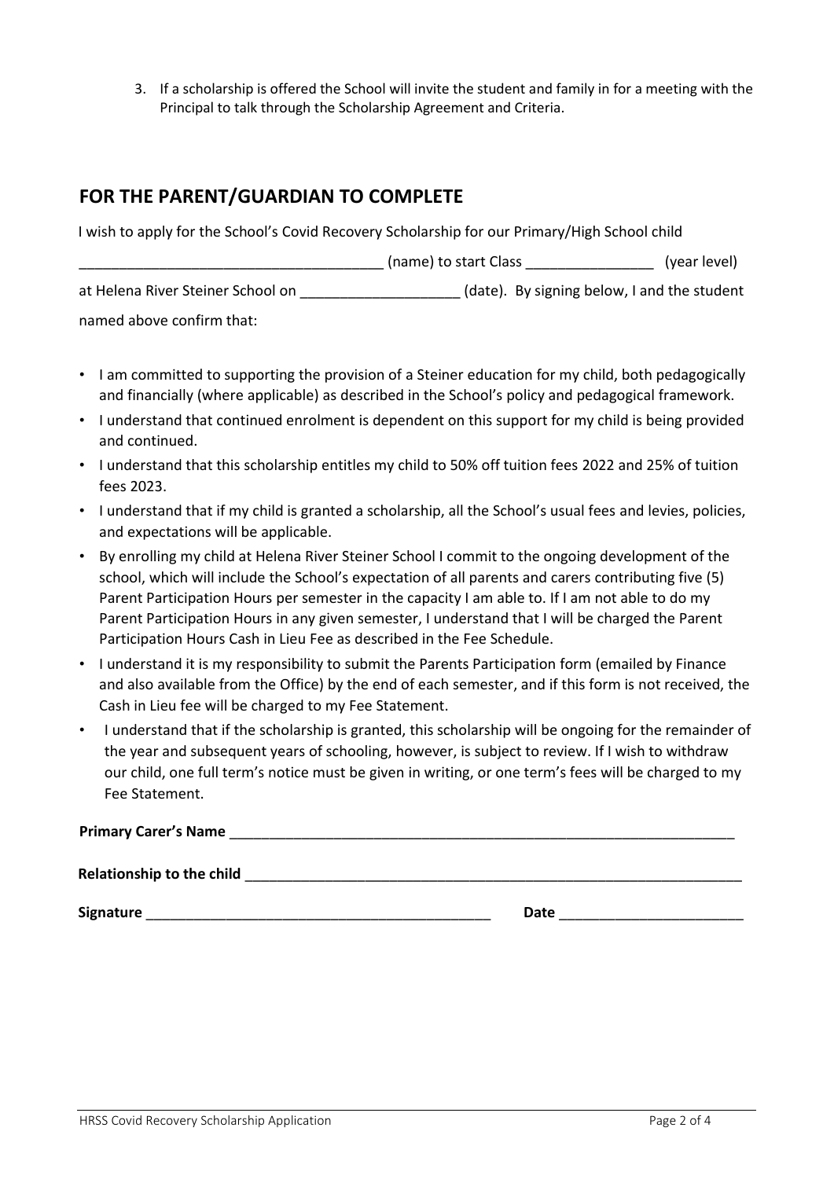3. If a scholarship is offered the School will invite the student and family in for a meeting with the Principal to talk through the Scholarship Agreement and Criteria.

## FOR THE PARENT/GUARDIAN TO COMPLETE

I wish to apply for the School's Covid Recovery Scholarship for our Primary/High School child _____________________________________ (name) to start Class ________________ (year level) at Helena River Steiner School on ____________________ (date). By signing below, I and the student named above confirm that:

- I am committed to supporting the provision of a Steiner education for my child, both pedagogically and financially (where applicable) as described in the School's policy and pedagogical framework.
- I understand that continued enrolment is dependent on this support for my child is being provided and continued.
- I understand that this scholarship entitles my child to 50% off tuition fees 2022 and 25% of tuition fees 2023.
- I understand that if my child is granted a scholarship, all the School's usual fees and levies, policies, and expectations will be applicable.
- By enrolling my child at Helena River Steiner School I commit to the ongoing development of the school, which will include the School's expectation of all parents and carers contributing five (5) Parent Participation Hours per semester in the capacity I am able to. If I am not able to do my Parent Participation Hours in any given semester, I understand that I will be charged the Parent Participation Hours Cash in Lieu Fee as described in the Fee Schedule.
- I understand it is my responsibility to submit the Parents Participation form (emailed by Finance and also available from the Office) by the end of each semester, and if this form is not received, the Cash in Lieu fee will be charged to my Fee Statement.
- I understand that if the scholarship is granted, this scholarship will be ongoing for the remainder of the year and subsequent years of schooling, however, is subject to review. If I wish to withdraw our child, one full term's notice must be given in writing, or one term's fees will be charged to my Fee Statement.

**Primary Carer's Name** ________________________________________________________________

**Relationship to the child** ______________________________________________________________

**Signature** ____________________________________________ **Date** _______________________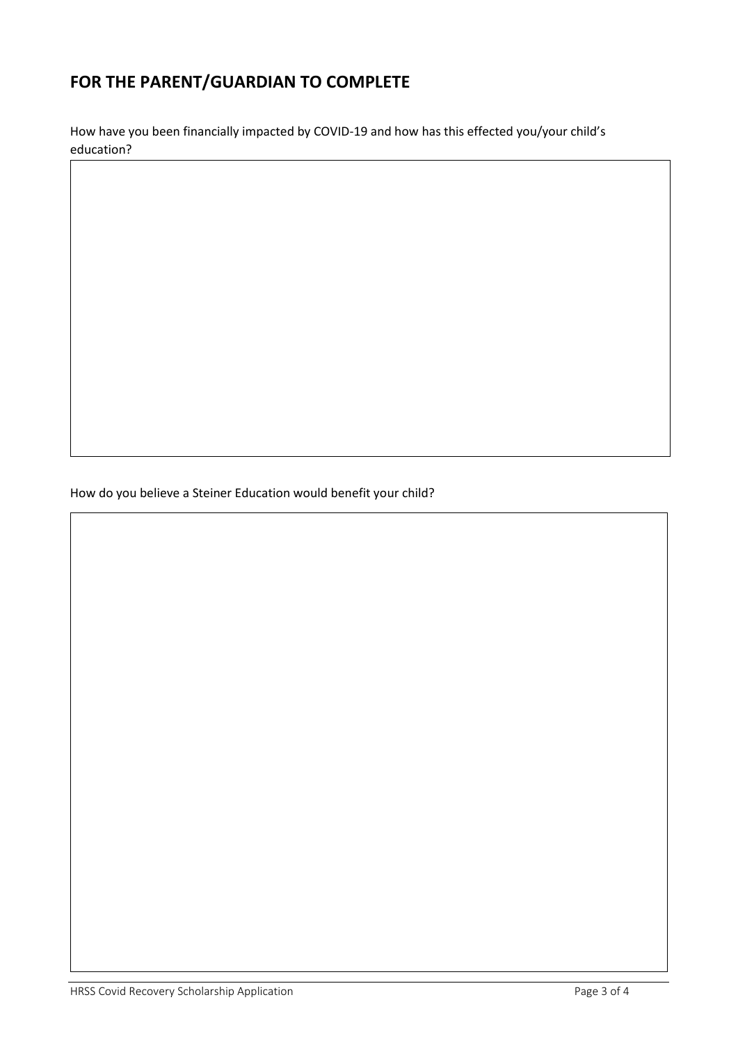## FOR THE PARENT/GUARDIAN TO COMPLETE

How have you been financially impacted by COVID-19 and how has this effected you/your child's education?

How do you believe a Steiner Education would benefit your child?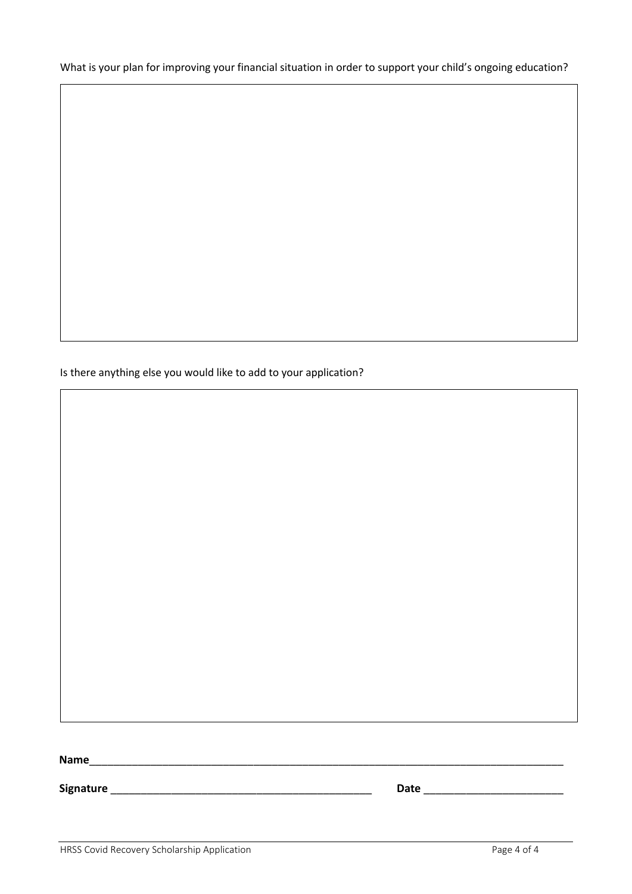What is your plan for improving your financial situation in order to support your child's ongoing education?

Is there anything else you would like to add to your application?

**Name**\_\_\_\_\_\_\_\_\_\_\_\_\_\_\_\_\_\_\_\_\_\_\_\_\_\_\_\_\_\_\_\_\_\_\_\_\_\_\_\_\_\_\_\_\_\_\_\_\_\_\_\_\_\_\_\_\_\_\_\_\_\_\_\_\_\_\_\_\_\_\_\_\_\_\_\_\_\_

**Signature** \_\_\_\_\_\_\_\_\_\_\_\_\_\_\_\_\_\_\_\_\_\_\_\_\_\_\_\_\_\_\_\_\_\_\_\_\_\_\_\_\_\_\_\_ **Date** \_\_\_\_\_\_\_\_\_\_\_\_\_\_\_\_\_\_\_\_\_\_\_\_